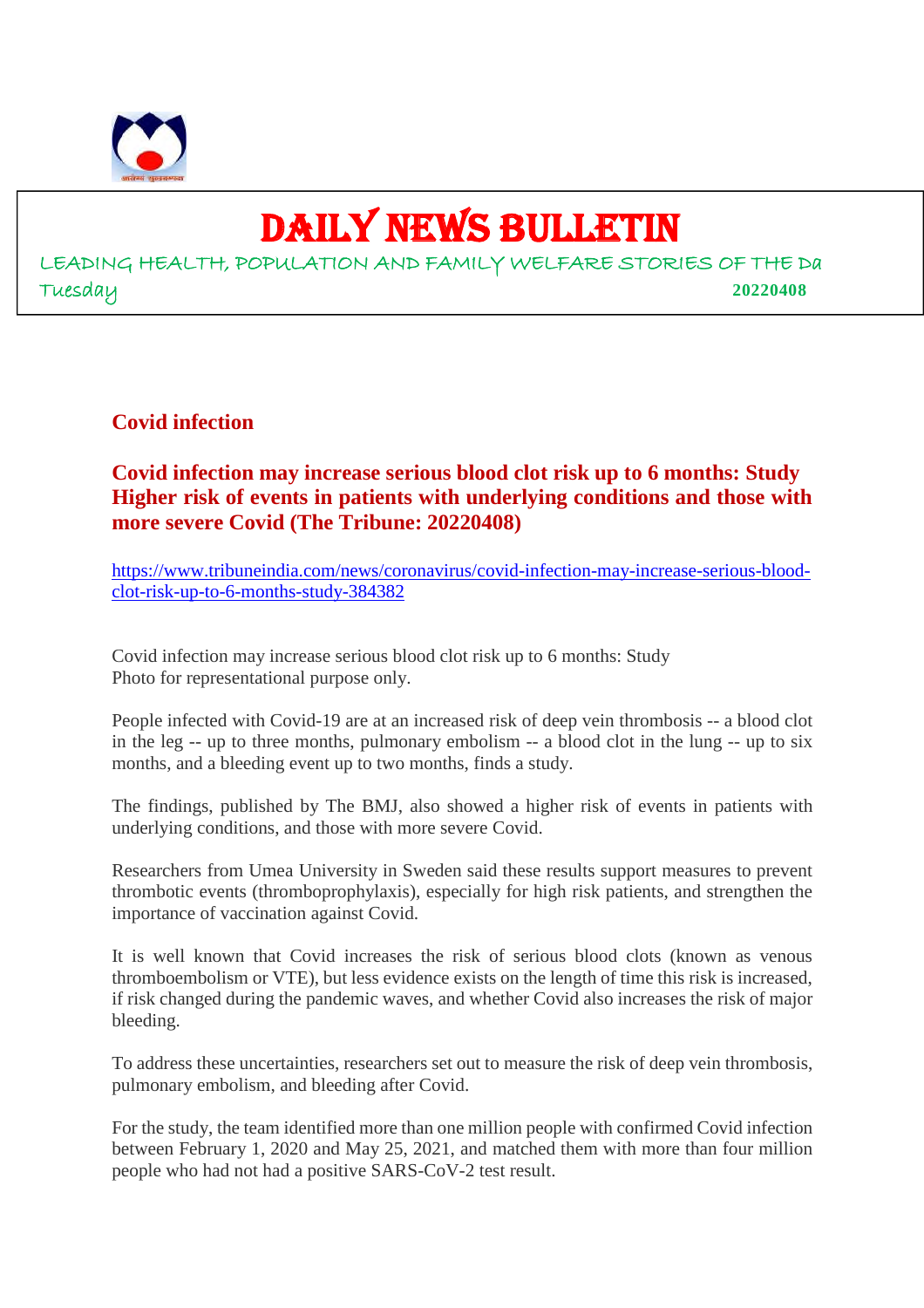# DAILY NEWS BULLETIN

LEADING HEALTH, POPULATION AND FAMILY WELFARE STORIES OF THE Da

Tuesday **20220408**

## Covid infection

### Covid infection may increase serious blood clot risk up to 6 months: Study Higher risk of events in patients with underlying conditions and those with more severe Covid (The Tribune: 20220408)

https://www.tribuneindia.com/news/coronavirus/covid-infection-may-increase-serious-blood-clot-risk-up-to-6-months-study-384382

Covid infection may increase serious blood clot risk up to 6 months: Study
Photo for representational purpose only.

People infected with Covid-19 are at an increased risk of deep vein thrombosis -- a blood clot in the leg -- up to three months, pulmonary embolism -- a blood clot in the lung -- up to six months, and a bleeding event up to two months, finds a study.

The findings, published by The BMJ, also showed a higher risk of events in patients with underlying conditions, and those with more severe Covid.

Researchers from Umea University in Sweden said these results support measures to prevent thrombotic events (thromboprophylaxis), especially for high risk patients, and strengthen the importance of vaccination against Covid.

It is well known that Covid increases the risk of serious blood clots (known as venous thromboembolism or VTE), but less evidence exists on the length of time this risk is increased, if risk changed during the pandemic waves, and whether Covid also increases the risk of major bleeding.

To address these uncertainties, researchers set out to measure the risk of deep vein thrombosis, pulmonary embolism, and bleeding after Covid.

For the study, the team identified more than one million people with confirmed Covid infection between February 1, 2020 and May 25, 2021, and matched them with more than four million people who had not had a positive SARS-CoV-2 test result.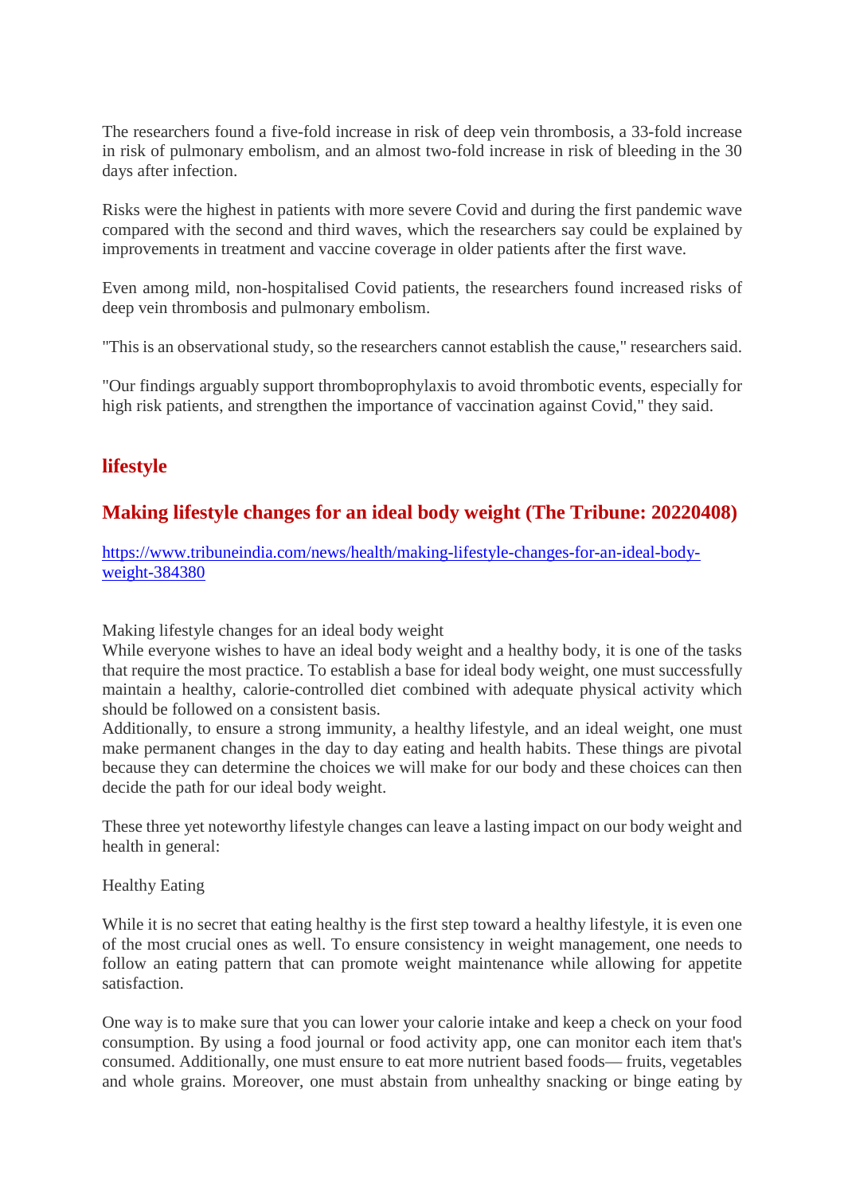The researchers found a five-fold increase in risk of deep vein thrombosis, a 33-fold increase in risk of pulmonary embolism, and an almost two-fold increase in risk of bleeding in the 30 days after infection.

Risks were the highest in patients with more severe Covid and during the first pandemic wave compared with the second and third waves, which the researchers say could be explained by improvements in treatment and vaccine coverage in older patients after the first wave.

Even among mild, non-hospitalised Covid patients, the researchers found increased risks of deep vein thrombosis and pulmonary embolism.

"This is an observational study, so the researchers cannot establish the cause," researchers said.

"Our findings arguably support thromboprophylaxis to avoid thrombotic events, especially for high risk patients, and strengthen the importance of vaccination against Covid," they said.

## lifestyle

### Making lifestyle changes for an ideal body weight (The Tribune: 20220408)

https://www.tribuneindia.com/news/health/making-lifestyle-changes-for-an-ideal-body-weight-384380

Making lifestyle changes for an ideal body weight
While everyone wishes to have an ideal body weight and a healthy body, it is one of the tasks that require the most practice. To establish a base for ideal body weight, one must successfully maintain a healthy, calorie-controlled diet combined with adequate physical activity which should be followed on a consistent basis.
Additionally, to ensure a strong immunity, a healthy lifestyle, and an ideal weight, one must make permanent changes in the day to day eating and health habits. These things are pivotal because they can determine the choices we will make for our body and these choices can then decide the path for our ideal body weight.

These three yet noteworthy lifestyle changes can leave a lasting impact on our body weight and health in general:

Healthy Eating

While it is no secret that eating healthy is the first step toward a healthy lifestyle, it is even one of the most crucial ones as well. To ensure consistency in weight management, one needs to follow an eating pattern that can promote weight maintenance while allowing for appetite satisfaction.

One way is to make sure that you can lower your calorie intake and keep a check on your food consumption. By using a food journal or food activity app, one can monitor each item that's consumed. Additionally, one must ensure to eat more nutrient based foods— fruits, vegetables and whole grains. Moreover, one must abstain from unhealthy snacking or binge eating by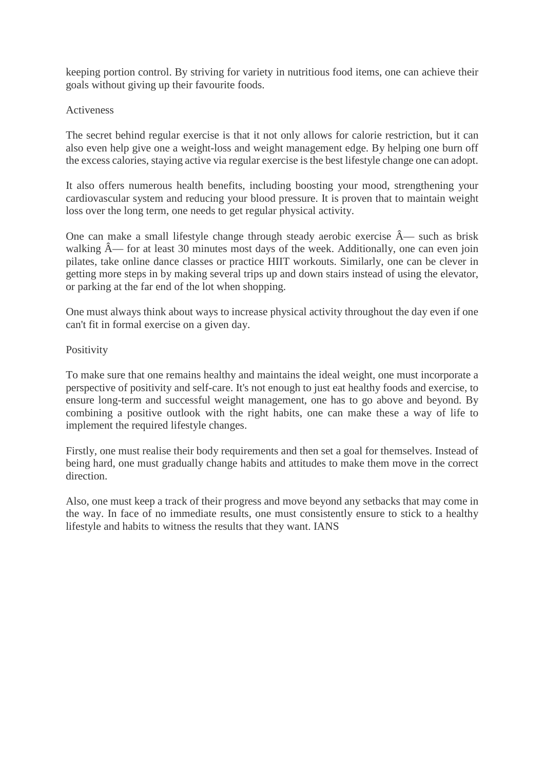keeping portion control. By striving for variety in nutritious food items, one can achieve their goals without giving up their favourite foods.

## Activeness

The secret behind regular exercise is that it not only allows for calorie restriction, but it can also even help give one a weight-loss and weight management edge. By helping one burn off the excess calories, staying active via regular exercise is the best lifestyle change one can adopt.

It also offers numerous health benefits, including boosting your mood, strengthening your cardiovascular system and reducing your blood pressure. It is proven that to maintain weight loss over the long term, one needs to get regular physical activity.

One can make a small lifestyle change through steady aerobic exercise Â— such as brisk walking Â— for at least 30 minutes most days of the week. Additionally, one can even join pilates, take online dance classes or practice HIIT workouts. Similarly, one can be clever in getting more steps in by making several trips up and down stairs instead of using the elevator, or parking at the far end of the lot when shopping.

One must always think about ways to increase physical activity throughout the day even if one can't fit in formal exercise on a given day.

## Positivity

To make sure that one remains healthy and maintains the ideal weight, one must incorporate a perspective of positivity and self-care. It's not enough to just eat healthy foods and exercise, to ensure long-term and successful weight management, one has to go above and beyond. By combining a positive outlook with the right habits, one can make these a way of life to implement the required lifestyle changes.

Firstly, one must realise their body requirements and then set a goal for themselves. Instead of being hard, one must gradually change habits and attitudes to make them move in the correct direction.

Also, one must keep a track of their progress and move beyond any setbacks that may come in the way. In face of no immediate results, one must consistently ensure to stick to a healthy lifestyle and habits to witness the results that they want. IANS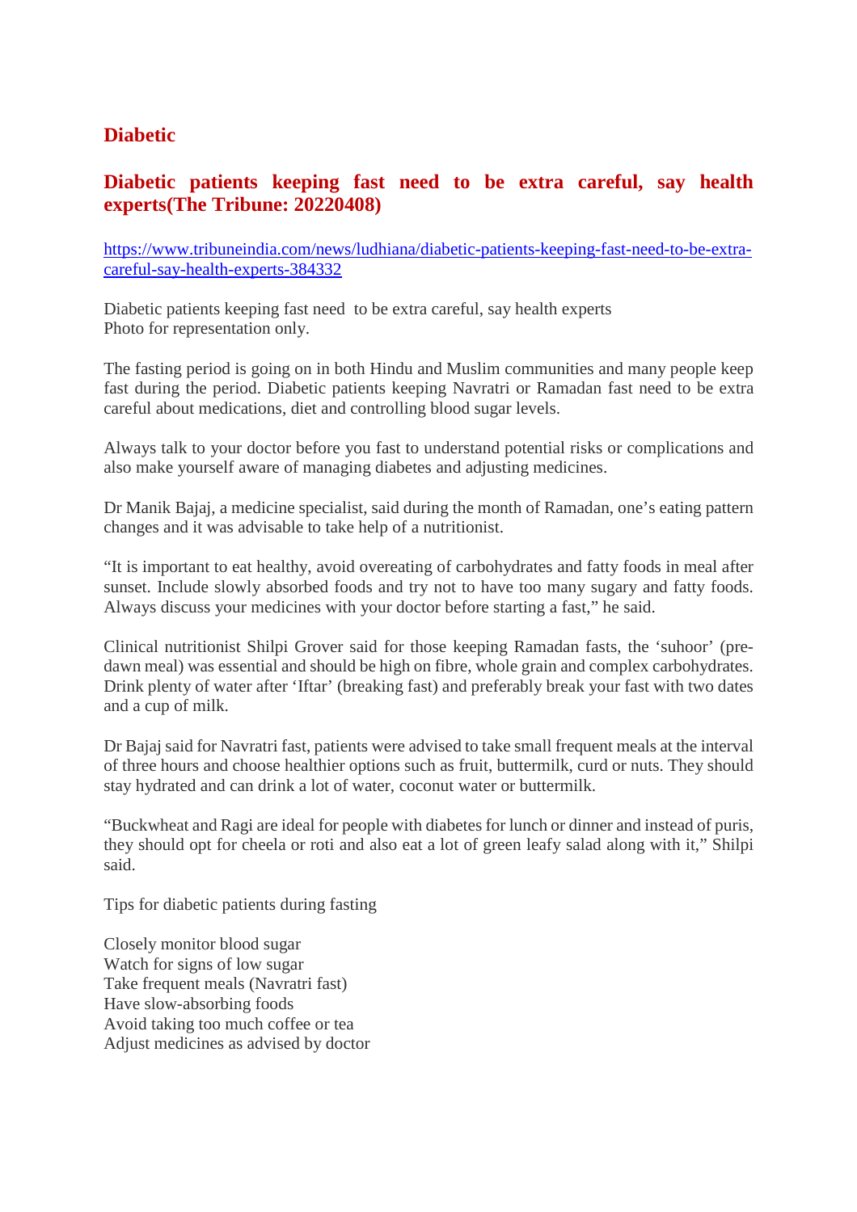## Diabetic

### Diabetic patients keeping fast need to be extra careful, say health experts(The Tribune: 20220408)

https://www.tribuneindia.com/news/ludhiana/diabetic-patients-keeping-fast-need-to-be-extra-careful-say-health-experts-384332

Diabetic patients keeping fast need to be extra careful, say health experts
Photo for representation only.

The fasting period is going on in both Hindu and Muslim communities and many people keep fast during the period. Diabetic patients keeping Navratri or Ramadan fast need to be extra careful about medications, diet and controlling blood sugar levels.

Always talk to your doctor before you fast to understand potential risks or complications and also make yourself aware of managing diabetes and adjusting medicines.

Dr Manik Bajaj, a medicine specialist, said during the month of Ramadan, one's eating pattern changes and it was advisable to take help of a nutritionist.

"It is important to eat healthy, avoid overeating of carbohydrates and fatty foods in meal after sunset. Include slowly absorbed foods and try not to have too many sugary and fatty foods. Always discuss your medicines with your doctor before starting a fast," he said.

Clinical nutritionist Shilpi Grover said for those keeping Ramadan fasts, the 'suhoor' (pre-dawn meal) was essential and should be high on fibre, whole grain and complex carbohydrates. Drink plenty of water after 'Iftar' (breaking fast) and preferably break your fast with two dates and a cup of milk.

Dr Bajaj said for Navratri fast, patients were advised to take small frequent meals at the interval of three hours and choose healthier options such as fruit, buttermilk, curd or nuts. They should stay hydrated and can drink a lot of water, coconut water or buttermilk.

"Buckwheat and Ragi are ideal for people with diabetes for lunch or dinner and instead of puris, they should opt for cheela or roti and also eat a lot of green leafy salad along with it," Shilpi said.

Tips for diabetic patients during fasting

Closely monitor blood sugar
Watch for signs of low sugar
Take frequent meals (Navratri fast)
Have slow-absorbing foods
Avoid taking too much coffee or tea
Adjust medicines as advised by doctor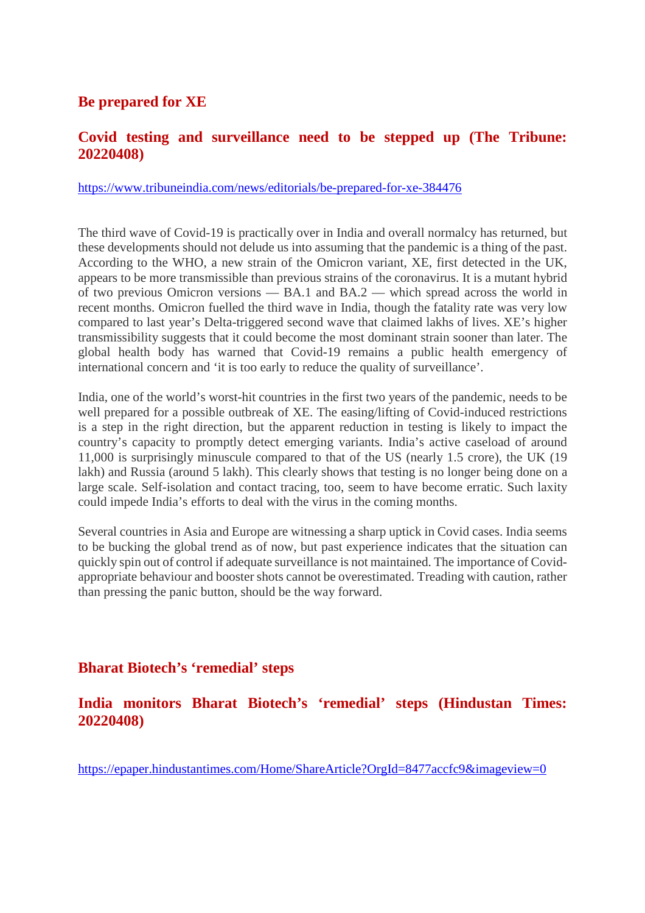## Be prepared for XE

## Covid testing and surveillance need to be stepped up (The Tribune: 20220408)

https://www.tribuneindia.com/news/editorials/be-prepared-for-xe-384476

The third wave of Covid-19 is practically over in India and overall normalcy has returned, but these developments should not delude us into assuming that the pandemic is a thing of the past. According to the WHO, a new strain of the Omicron variant, XE, first detected in the UK, appears to be more transmissible than previous strains of the coronavirus. It is a mutant hybrid of two previous Omicron versions — BA.1 and BA.2 — which spread across the world in recent months. Omicron fuelled the third wave in India, though the fatality rate was very low compared to last year's Delta-triggered second wave that claimed lakhs of lives. XE's higher transmissibility suggests that it could become the most dominant strain sooner than later. The global health body has warned that Covid-19 remains a public health emergency of international concern and 'it is too early to reduce the quality of surveillance'.

India, one of the world's worst-hit countries in the first two years of the pandemic, needs to be well prepared for a possible outbreak of XE. The easing/lifting of Covid-induced restrictions is a step in the right direction, but the apparent reduction in testing is likely to impact the country's capacity to promptly detect emerging variants. India's active caseload of around 11,000 is surprisingly minuscule compared to that of the US (nearly 1.5 crore), the UK (19 lakh) and Russia (around 5 lakh). This clearly shows that testing is no longer being done on a large scale. Self-isolation and contact tracing, too, seem to have become erratic. Such laxity could impede India's efforts to deal with the virus in the coming months.

Several countries in Asia and Europe are witnessing a sharp uptick in Covid cases. India seems to be bucking the global trend as of now, but past experience indicates that the situation can quickly spin out of control if adequate surveillance is not maintained. The importance of Covid-appropriate behaviour and booster shots cannot be overestimated. Treading with caution, rather than pressing the panic button, should be the way forward.

## Bharat Biotech's 'remedial' steps

## India monitors Bharat Biotech's 'remedial' steps (Hindustan Times: 20220408)

https://epaper.hindustantimes.com/Home/ShareArticle?OrgId=8477accfc9&imageview=0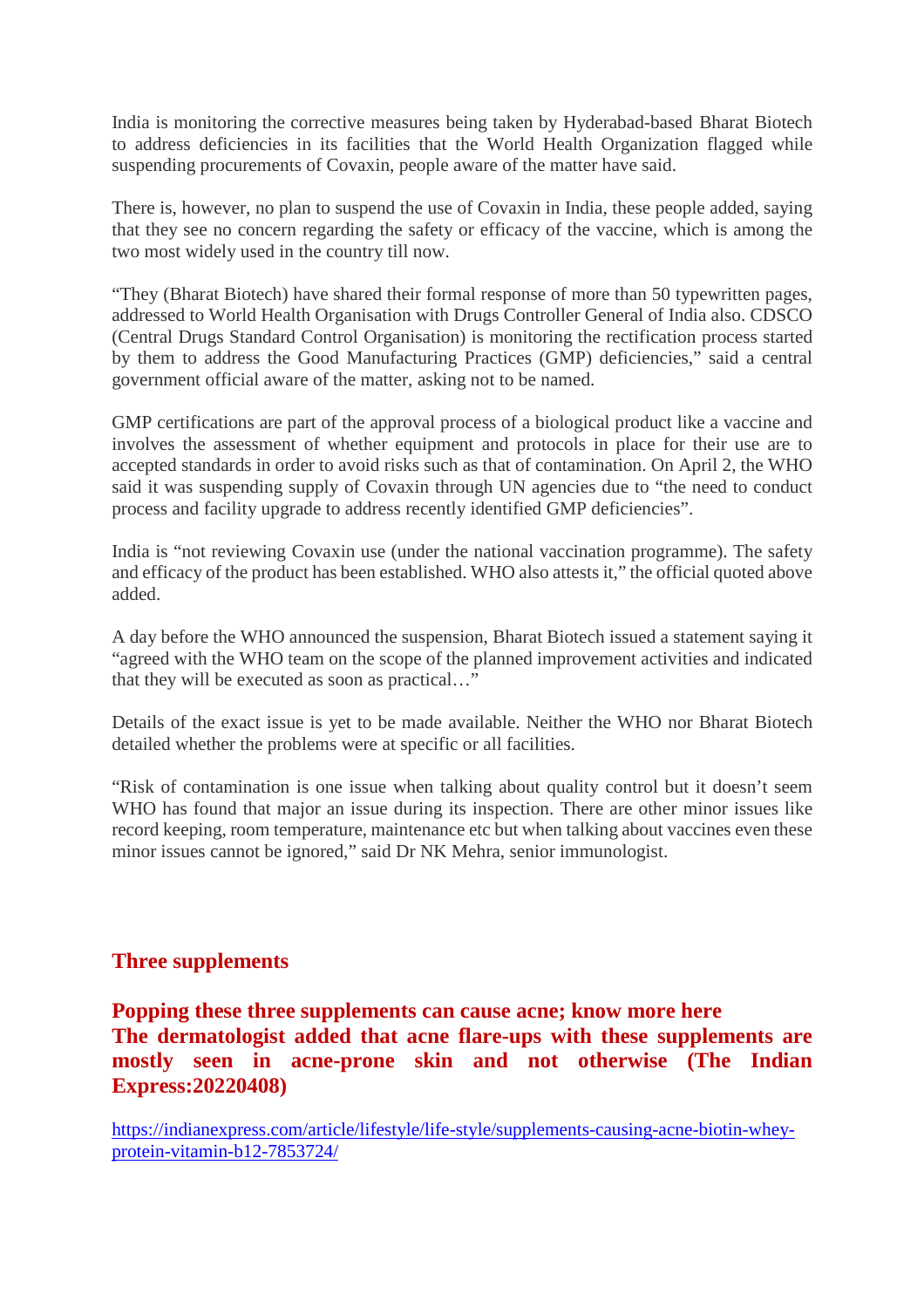India is monitoring the corrective measures being taken by Hyderabad-based Bharat Biotech to address deficiencies in its facilities that the World Health Organization flagged while suspending procurements of Covaxin, people aware of the matter have said.

There is, however, no plan to suspend the use of Covaxin in India, these people added, saying that they see no concern regarding the safety or efficacy of the vaccine, which is among the two most widely used in the country till now.

"They (Bharat Biotech) have shared their formal response of more than 50 typewritten pages, addressed to World Health Organisation with Drugs Controller General of India also. CDSCO (Central Drugs Standard Control Organisation) is monitoring the rectification process started by them to address the Good Manufacturing Practices (GMP) deficiencies," said a central government official aware of the matter, asking not to be named.

GMP certifications are part of the approval process of a biological product like a vaccine and involves the assessment of whether equipment and protocols in place for their use are to accepted standards in order to avoid risks such as that of contamination. On April 2, the WHO said it was suspending supply of Covaxin through UN agencies due to "the need to conduct process and facility upgrade to address recently identified GMP deficiencies".

India is "not reviewing Covaxin use (under the national vaccination programme). The safety and efficacy of the product has been established. WHO also attests it," the official quoted above added.

A day before the WHO announced the suspension, Bharat Biotech issued a statement saying it "agreed with the WHO team on the scope of the planned improvement activities and indicated that they will be executed as soon as practical…"

Details of the exact issue is yet to be made available. Neither the WHO nor Bharat Biotech detailed whether the problems were at specific or all facilities.

"Risk of contamination is one issue when talking about quality control but it doesn't seem WHO has found that major an issue during its inspection. There are other minor issues like record keeping, room temperature, maintenance etc but when talking about vaccines even these minor issues cannot be ignored," said Dr NK Mehra, senior immunologist.

## Three supplements

**Popping these three supplements can cause acne; know more here**
**The dermatologist added that acne flare-ups with these supplements are mostly seen in acne-prone skin and not otherwise (The Indian Express:20220408)**

https://indianexpress.com/article/lifestyle/life-style/supplements-causing-acne-biotin-whey-protein-vitamin-b12-7853724/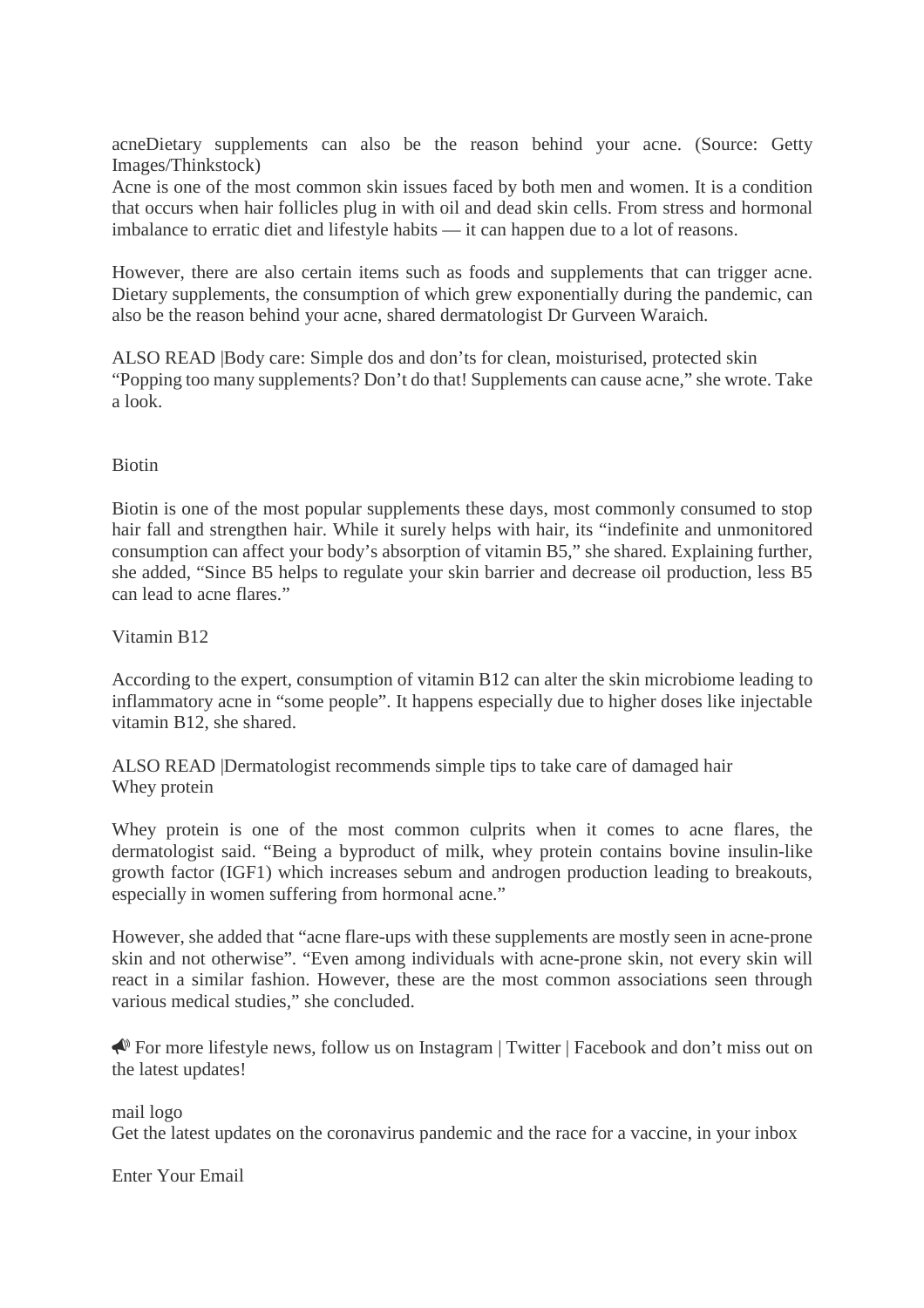acneDietary supplements can also be the reason behind your acne. (Source: Getty Images/Thinkstock)
Acne is one of the most common skin issues faced by both men and women. It is a condition that occurs when hair follicles plug in with oil and dead skin cells. From stress and hormonal imbalance to erratic diet and lifestyle habits — it can happen due to a lot of reasons.

However, there are also certain items such as foods and supplements that can trigger acne. Dietary supplements, the consumption of which grew exponentially during the pandemic, can also be the reason behind your acne, shared dermatologist Dr Gurveen Waraich.

ALSO READ |Body care: Simple dos and don'ts for clean, moisturised, protected skin
"Popping too many supplements? Don't do that! Supplements can cause acne," she wrote. Take a look.

## Biotin

Biotin is one of the most popular supplements these days, most commonly consumed to stop hair fall and strengthen hair. While it surely helps with hair, its "indefinite and unmonitored consumption can affect your body's absorption of vitamin B5," she shared. Explaining further, she added, "Since B5 helps to regulate your skin barrier and decrease oil production, less B5 can lead to acne flares."

## Vitamin B12

According to the expert, consumption of vitamin B12 can alter the skin microbiome leading to inflammatory acne in "some people". It happens especially due to higher doses like injectable vitamin B12, she shared.

ALSO READ |Dermatologist recommends simple tips to take care of damaged hair

## Whey protein

Whey protein is one of the most common culprits when it comes to acne flares, the dermatologist said. "Being a byproduct of milk, whey protein contains bovine insulin-like growth factor (IGF1) which increases sebum and androgen production leading to breakouts, especially in women suffering from hormonal acne."

However, she added that "acne flare-ups with these supplements are mostly seen in acne-prone skin and not otherwise". "Even among individuals with acne-prone skin, not every skin will react in a similar fashion. However, these are the most common associations seen through various medical studies," she concluded.

📣 For more lifestyle news, follow us on Instagram | Twitter | Facebook and don't miss out on the latest updates!

mail logo
Get the latest updates on the coronavirus pandemic and the race for a vaccine, in your inbox

Enter Your Email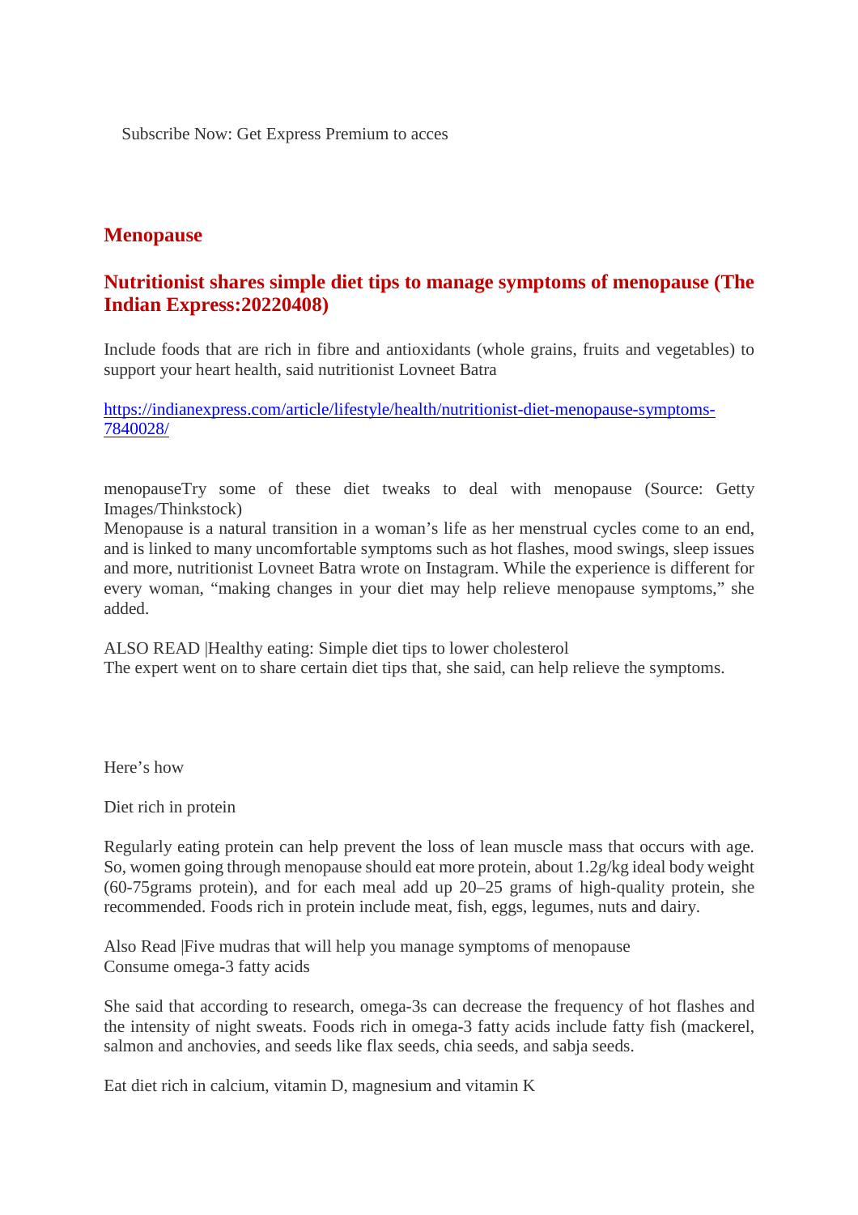Subscribe Now: Get Express Premium to acces

## Menopause

## Nutritionist shares simple diet tips to manage symptoms of menopause (The Indian Express:20220408)

Include foods that are rich in fibre and antioxidants (whole grains, fruits and vegetables) to support your heart health, said nutritionist Lovneet Batra

https://indianexpress.com/article/lifestyle/health/nutritionist-diet-menopause-symptoms-7840028/

menopauseTry some of these diet tweaks to deal with menopause (Source: Getty Images/Thinkstock)

Menopause is a natural transition in a woman's life as her menstrual cycles come to an end, and is linked to many uncomfortable symptoms such as hot flashes, mood swings, sleep issues and more, nutritionist Lovneet Batra wrote on Instagram. While the experience is different for every woman, "making changes in your diet may help relieve menopause symptoms," she added.

ALSO READ |Healthy eating: Simple diet tips to lower cholesterol

The expert went on to share certain diet tips that, she said, can help relieve the symptoms.

Here's how

Diet rich in protein

Regularly eating protein can help prevent the loss of lean muscle mass that occurs with age. So, women going through menopause should eat more protein, about 1.2g/kg ideal body weight (60-75grams protein), and for each meal add up 20–25 grams of high-quality protein, she recommended. Foods rich in protein include meat, fish, eggs, legumes, nuts and dairy.

Also Read |Five mudras that will help you manage symptoms of menopause

Consume omega-3 fatty acids

She said that according to research, omega-3s can decrease the frequency of hot flashes and the intensity of night sweats. Foods rich in omega-3 fatty acids include fatty fish (mackerel, salmon and anchovies, and seeds like flax seeds, chia seeds, and sabja seeds.

Eat diet rich in calcium, vitamin D, magnesium and vitamin K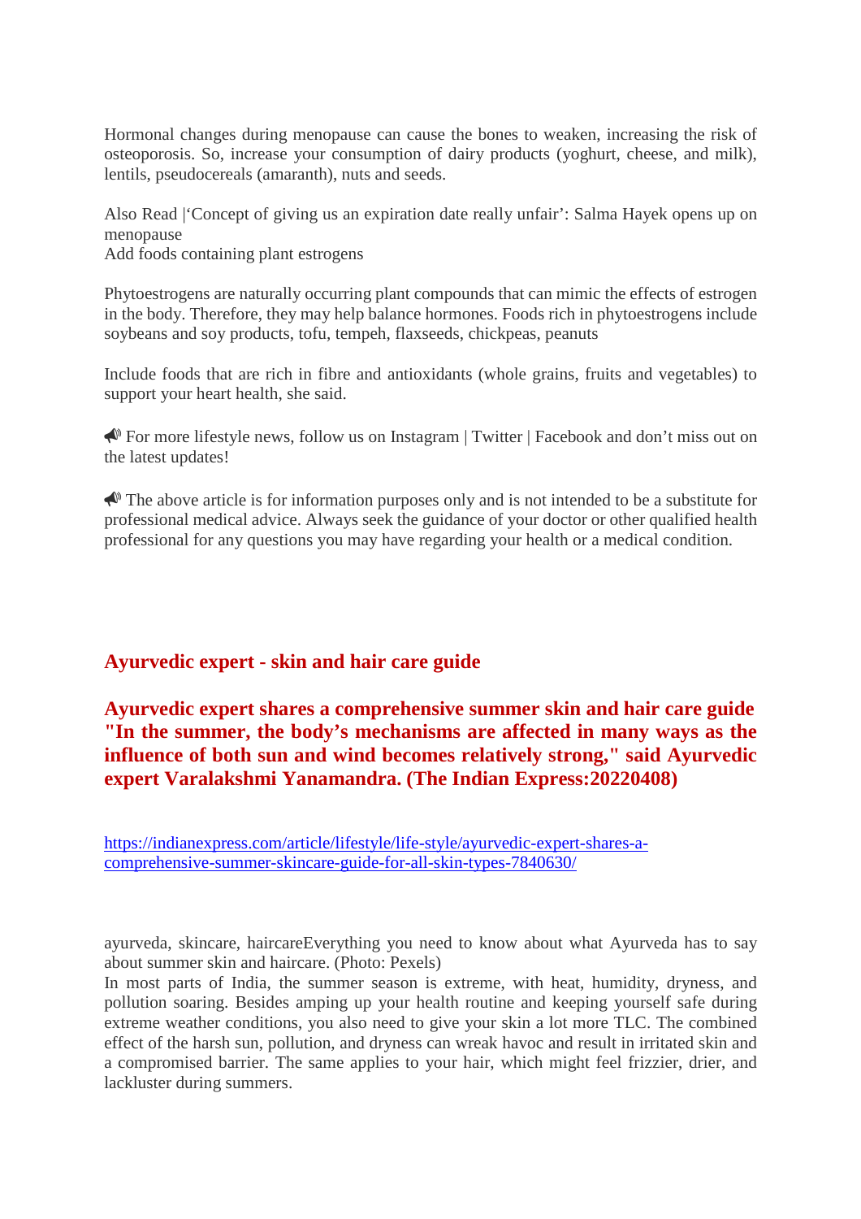Hormonal changes during menopause can cause the bones to weaken, increasing the risk of osteoporosis. So, increase your consumption of dairy products (yoghurt, cheese, and milk), lentils, pseudocereals (amaranth), nuts and seeds.

Also Read |'Concept of giving us an expiration date really unfair': Salma Hayek opens up on menopause
Add foods containing plant estrogens

Phytoestrogens are naturally occurring plant compounds that can mimic the effects of estrogen in the body. Therefore, they may help balance hormones. Foods rich in phytoestrogens include soybeans and soy products, tofu, tempeh, flaxseeds, chickpeas, peanuts

Include foods that are rich in fibre and antioxidants (whole grains, fruits and vegetables) to support your heart health, she said.

📣 For more lifestyle news, follow us on Instagram | Twitter | Facebook and don't miss out on the latest updates!

📣 The above article is for information purposes only and is not intended to be a substitute for professional medical advice. Always seek the guidance of your doctor or other qualified health professional for any questions you may have regarding your health or a medical condition.

## Ayurvedic expert - skin and hair care guide

**Ayurvedic expert shares a comprehensive summer skin and hair care guide "In the summer, the body's mechanisms are affected in many ways as the influence of both sun and wind becomes relatively strong," said Ayurvedic expert Varalakshmi Yanamandra. (The Indian Express:20220408)**

https://indianexpress.com/article/lifestyle/life-style/ayurvedic-expert-shares-a-comprehensive-summer-skincare-guide-for-all-skin-types-7840630/

ayurveda, skincare, haircareEverything you need to know about what Ayurveda has to say about summer skin and haircare. (Photo: Pexels)
In most parts of India, the summer season is extreme, with heat, humidity, dryness, and pollution soaring. Besides amping up your health routine and keeping yourself safe during extreme weather conditions, you also need to give your skin a lot more TLC. The combined effect of the harsh sun, pollution, and dryness can wreak havoc and result in irritated skin and a compromised barrier. The same applies to your hair, which might feel frizzier, drier, and lackluster during summers.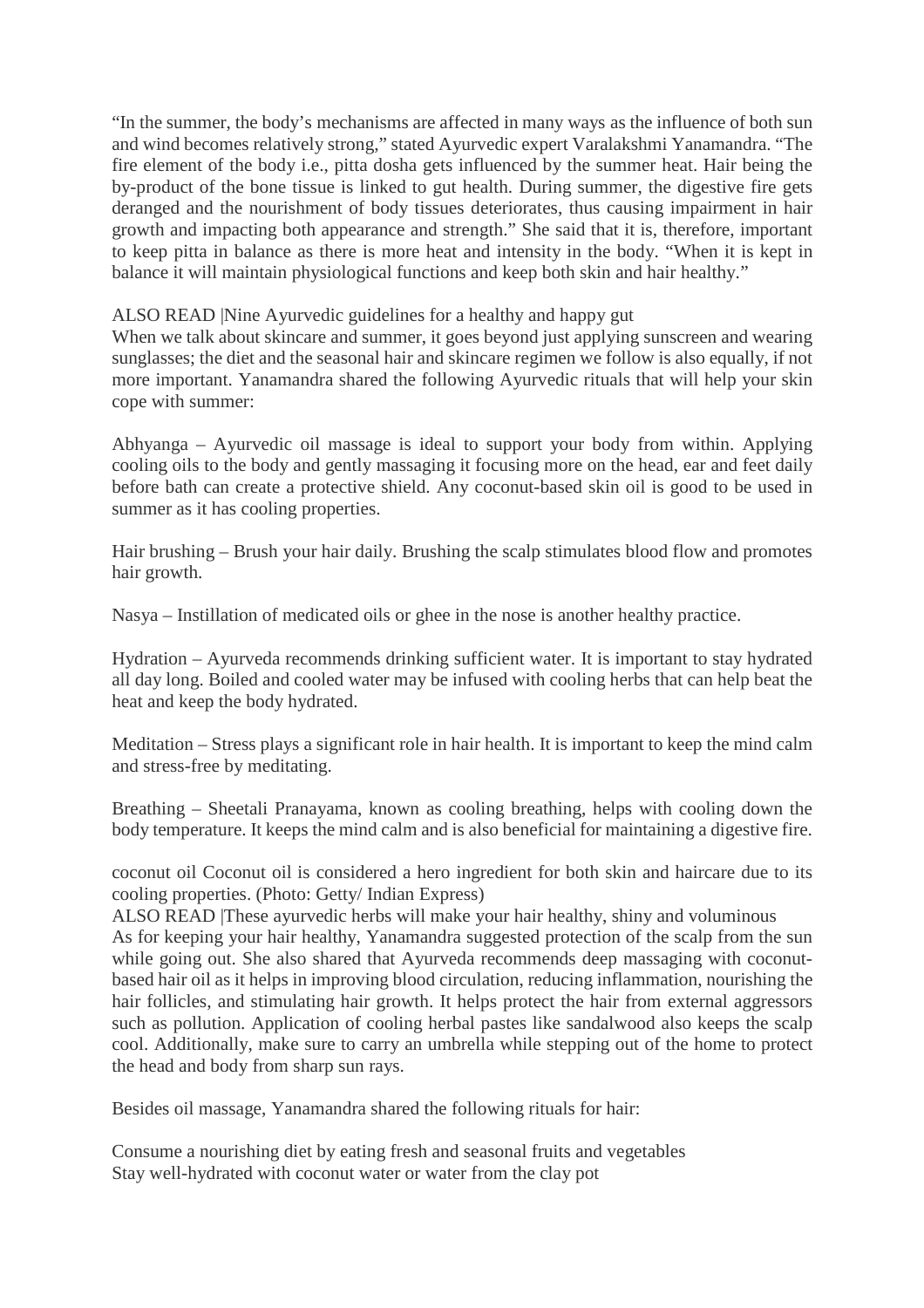"In the summer, the body's mechanisms are affected in many ways as the influence of both sun and wind becomes relatively strong," stated Ayurvedic expert Varalakshmi Yanamandra. "The fire element of the body i.e., pitta dosha gets influenced by the summer heat. Hair being the by-product of the bone tissue is linked to gut health. During summer, the digestive fire gets deranged and the nourishment of body tissues deteriorates, thus causing impairment in hair growth and impacting both appearance and strength." She said that it is, therefore, important to keep pitta in balance as there is more heat and intensity in the body. "When it is kept in balance it will maintain physiological functions and keep both skin and hair healthy."

ALSO READ |Nine Ayurvedic guidelines for a healthy and happy gut

When we talk about skincare and summer, it goes beyond just applying sunscreen and wearing sunglasses; the diet and the seasonal hair and skincare regimen we follow is also equally, if not more important. Yanamandra shared the following Ayurvedic rituals that will help your skin cope with summer:

Abhyanga – Ayurvedic oil massage is ideal to support your body from within. Applying cooling oils to the body and gently massaging it focusing more on the head, ear and feet daily before bath can create a protective shield. Any coconut-based skin oil is good to be used in summer as it has cooling properties.

Hair brushing – Brush your hair daily. Brushing the scalp stimulates blood flow and promotes hair growth.

Nasya – Instillation of medicated oils or ghee in the nose is another healthy practice.

Hydration – Ayurveda recommends drinking sufficient water. It is important to stay hydrated all day long. Boiled and cooled water may be infused with cooling herbs that can help beat the heat and keep the body hydrated.

Meditation – Stress plays a significant role in hair health. It is important to keep the mind calm and stress-free by meditating.

Breathing – Sheetali Pranayama, known as cooling breathing, helps with cooling down the body temperature. It keeps the mind calm and is also beneficial for maintaining a digestive fire.

coconut oil Coconut oil is considered a hero ingredient for both skin and haircare due to its cooling properties. (Photo: Getty/ Indian Express)

ALSO READ |These ayurvedic herbs will make your hair healthy, shiny and voluminous

As for keeping your hair healthy, Yanamandra suggested protection of the scalp from the sun while going out. She also shared that Ayurveda recommends deep massaging with coconut-based hair oil as it helps in improving blood circulation, reducing inflammation, nourishing the hair follicles, and stimulating hair growth. It helps protect the hair from external aggressors such as pollution. Application of cooling herbal pastes like sandalwood also keeps the scalp cool. Additionally, make sure to carry an umbrella while stepping out of the home to protect the head and body from sharp sun rays.

Besides oil massage, Yanamandra shared the following rituals for hair:

Consume a nourishing diet by eating fresh and seasonal fruits and vegetables  
Stay well-hydrated with coconut water or water from the clay pot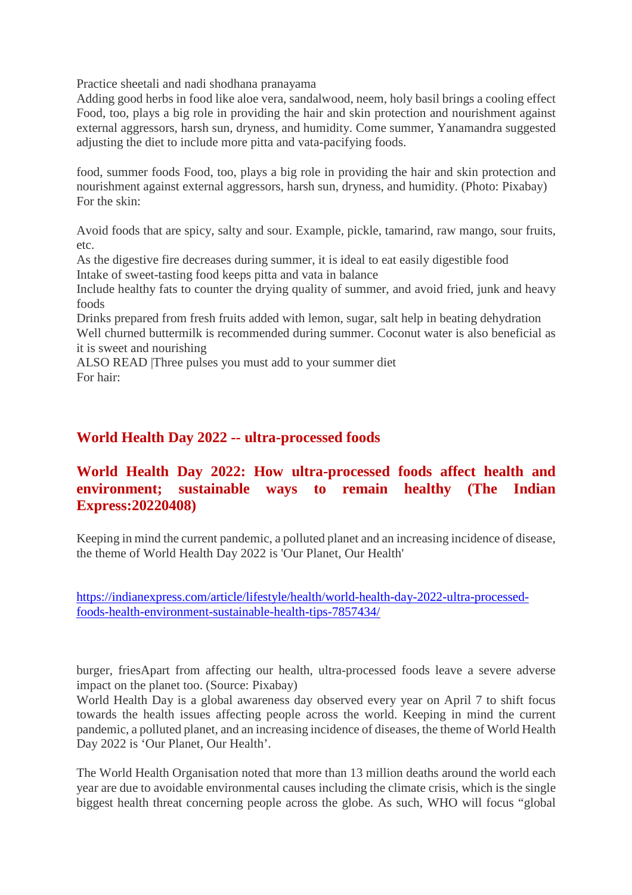Practice sheetali and nadi shodhana pranayama
Adding good herbs in food like aloe vera, sandalwood, neem, holy basil brings a cooling effect
Food, too, plays a big role in providing the hair and skin protection and nourishment against external aggressors, harsh sun, dryness, and humidity. Come summer, Yanamandra suggested adjusting the diet to include more pitta and vata-pacifying foods.

food, summer foods Food, too, plays a big role in providing the hair and skin protection and nourishment against external aggressors, harsh sun, dryness, and humidity. (Photo: Pixabay)
For the skin:

Avoid foods that are spicy, salty and sour. Example, pickle, tamarind, raw mango, sour fruits, etc.
As the digestive fire decreases during summer, it is ideal to eat easily digestible food
Intake of sweet-tasting food keeps pitta and vata in balance
Include healthy fats to counter the drying quality of summer, and avoid fried, junk and heavy foods
Drinks prepared from fresh fruits added with lemon, sugar, salt help in beating dehydration
Well churned buttermilk is recommended during summer. Coconut water is also beneficial as it is sweet and nourishing
ALSO READ |Three pulses you must add to your summer diet
For hair:

## World Health Day 2022 -- ultra-processed foods

## World Health Day 2022: How ultra-processed foods affect health and environment; sustainable ways to remain healthy (The Indian Express:20220408)

Keeping in mind the current pandemic, a polluted planet and an increasing incidence of disease, the theme of World Health Day 2022 is 'Our Planet, Our Health'

https://indianexpress.com/article/lifestyle/health/world-health-day-2022-ultra-processed-foods-health-environment-sustainable-health-tips-7857434/

burger, friesApart from affecting our health, ultra-processed foods leave a severe adverse impact on the planet too. (Source: Pixabay)
World Health Day is a global awareness day observed every year on April 7 to shift focus towards the health issues affecting people across the world. Keeping in mind the current pandemic, a polluted planet, and an increasing incidence of diseases, the theme of World Health Day 2022 is 'Our Planet, Our Health'.

The World Health Organisation noted that more than 13 million deaths around the world each year are due to avoidable environmental causes including the climate crisis, which is the single biggest health threat concerning people across the globe. As such, WHO will focus "global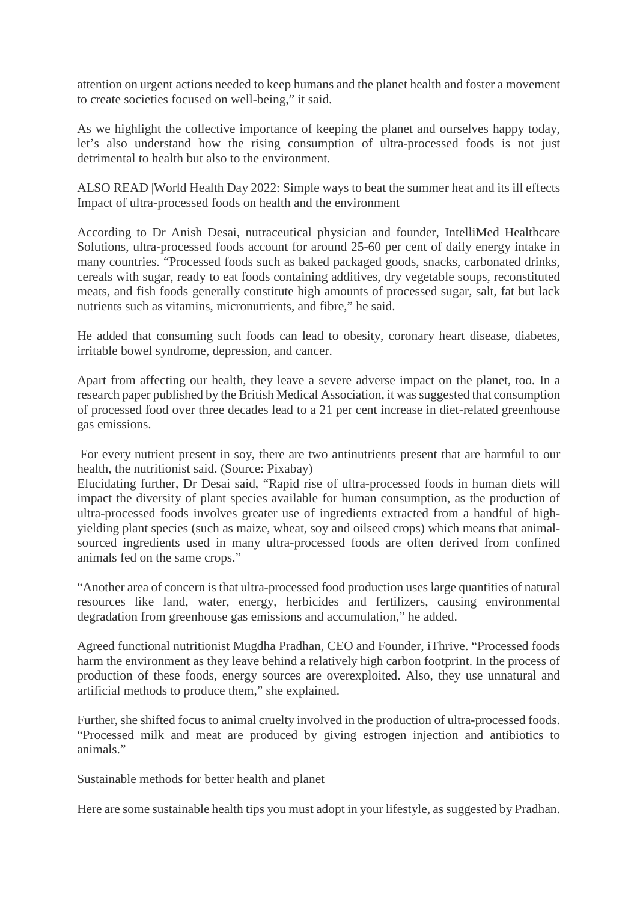attention on urgent actions needed to keep humans and the planet health and foster a movement to create societies focused on well-being," it said.

As we highlight the collective importance of keeping the planet and ourselves happy today, let's also understand how the rising consumption of ultra-processed foods is not just detrimental to health but also to the environment.

ALSO READ |World Health Day 2022: Simple ways to beat the summer heat and its ill effects
Impact of ultra-processed foods on health and the environment

According to Dr Anish Desai, nutraceutical physician and founder, IntelliMed Healthcare Solutions, ultra-processed foods account for around 25-60 per cent of daily energy intake in many countries. "Processed foods such as baked packaged goods, snacks, carbonated drinks, cereals with sugar, ready to eat foods containing additives, dry vegetable soups, reconstituted meats, and fish foods generally constitute high amounts of processed sugar, salt, fat but lack nutrients such as vitamins, micronutrients, and fibre," he said.

He added that consuming such foods can lead to obesity, coronary heart disease, diabetes, irritable bowel syndrome, depression, and cancer.

Apart from affecting our health, they leave a severe adverse impact on the planet, too. In a research paper published by the British Medical Association, it was suggested that consumption of processed food over three decades lead to a 21 per cent increase in diet-related greenhouse gas emissions.

For every nutrient present in soy, there are two antinutrients present that are harmful to our health, the nutritionist said. (Source: Pixabay)
Elucidating further, Dr Desai said, "Rapid rise of ultra-processed foods in human diets will impact the diversity of plant species available for human consumption, as the production of ultra-processed foods involves greater use of ingredients extracted from a handful of high-yielding plant species (such as maize, wheat, soy and oilseed crops) which means that animal-sourced ingredients used in many ultra-processed foods are often derived from confined animals fed on the same crops."

"Another area of concern is that ultra-processed food production uses large quantities of natural resources like land, water, energy, herbicides and fertilizers, causing environmental degradation from greenhouse gas emissions and accumulation," he added.

Agreed functional nutritionist Mugdha Pradhan, CEO and Founder, iThrive. "Processed foods harm the environment as they leave behind a relatively high carbon footprint. In the process of production of these foods, energy sources are overexploited. Also, they use unnatural and artificial methods to produce them," she explained.

Further, she shifted focus to animal cruelty involved in the production of ultra-processed foods. "Processed milk and meat are produced by giving estrogen injection and antibiotics to animals."

Sustainable methods for better health and planet

Here are some sustainable health tips you must adopt in your lifestyle, as suggested by Pradhan.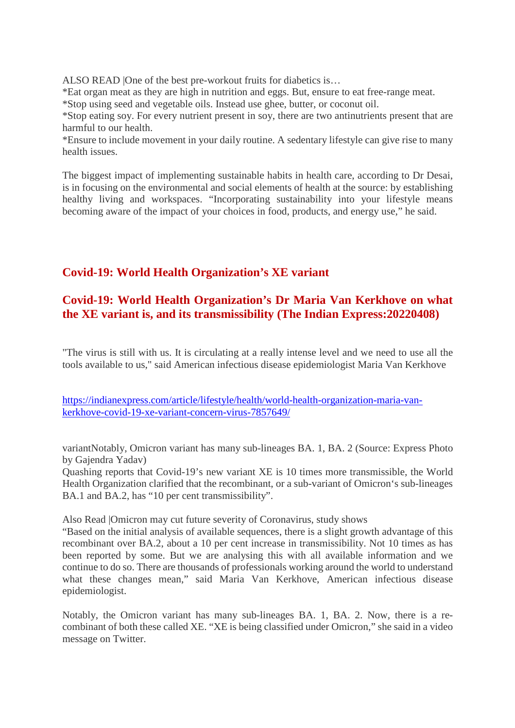ALSO READ |One of the best pre-workout fruits for diabetics is…
*Eat organ meat as they are high in nutrition and eggs. But, ensure to eat free-range meat.
*Stop using seed and vegetable oils. Instead use ghee, butter, or coconut oil.
*Stop eating soy. For every nutrient present in soy, there are two antinutrients present that are harmful to our health.
*Ensure to include movement in your daily routine. A sedentary lifestyle can give rise to many health issues.

The biggest impact of implementing sustainable habits in health care, according to Dr Desai, is in focusing on the environmental and social elements of health at the source: by establishing healthy living and workspaces. "Incorporating sustainability into your lifestyle means becoming aware of the impact of your choices in food, products, and energy use," he said.

## Covid-19: World Health Organization's XE variant

## Covid-19: World Health Organization's Dr Maria Van Kerkhove on what the XE variant is, and its transmissibility (The Indian Express:20220408)

"The virus is still with us. It is circulating at a really intense level and we need to use all the tools available to us," said American infectious disease epidemiologist Maria Van Kerkhove

https://indianexpress.com/article/lifestyle/health/world-health-organization-maria-van-kerkhove-covid-19-xe-variant-concern-virus-7857649/

variantNotably, Omicron variant has many sub-lineages BA. 1, BA. 2 (Source: Express Photo by Gajendra Yadav)
Quashing reports that Covid-19's new variant XE is 10 times more transmissible, the World Health Organization clarified that the recombinant, or a sub-variant of Omicron's sub-lineages BA.1 and BA.2, has "10 per cent transmissibility".

Also Read |Omicron may cut future severity of Coronavirus, study shows
"Based on the initial analysis of available sequences, there is a slight growth advantage of this recombinant over BA.2, about a 10 per cent increase in transmissibility. Not 10 times as has been reported by some. But we are analysing this with all available information and we continue to do so. There are thousands of professionals working around the world to understand what these changes mean," said Maria Van Kerkhove, American infectious disease epidemiologist.

Notably, the Omicron variant has many sub-lineages BA. 1, BA. 2. Now, there is a re-combinant of both these called XE. "XE is being classified under Omicron," she said in a video message on Twitter.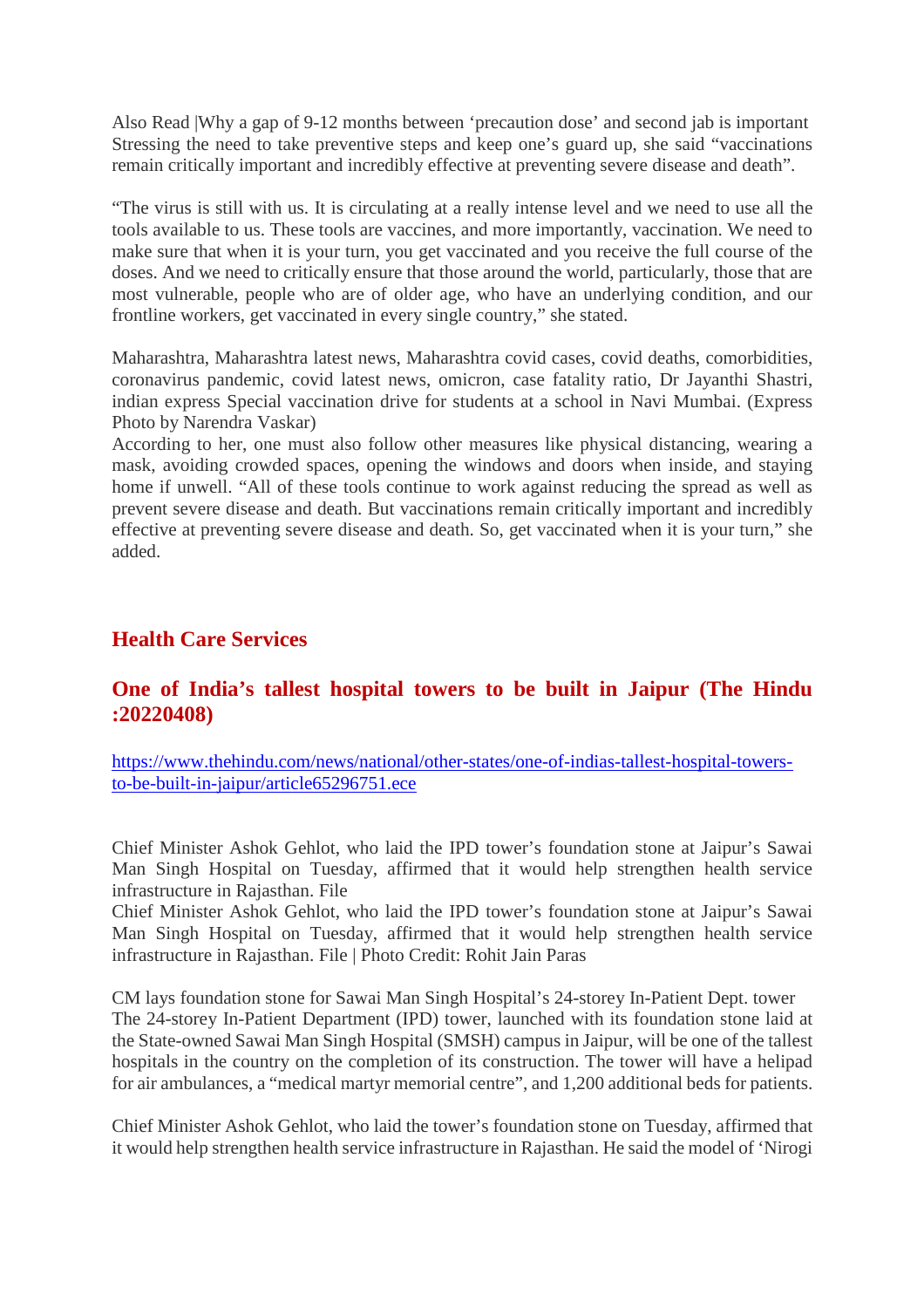Also Read |Why a gap of 9-12 months between 'precaution dose' and second jab is important Stressing the need to take preventive steps and keep one's guard up, she said "vaccinations remain critically important and incredibly effective at preventing severe disease and death".

"The virus is still with us. It is circulating at a really intense level and we need to use all the tools available to us. These tools are vaccines, and more importantly, vaccination. We need to make sure that when it is your turn, you get vaccinated and you receive the full course of the doses. And we need to critically ensure that those around the world, particularly, those that are most vulnerable, people who are of older age, who have an underlying condition, and our frontline workers, get vaccinated in every single country," she stated.

Maharashtra, Maharashtra latest news, Maharashtra covid cases, covid deaths, comorbidities, coronavirus pandemic, covid latest news, omicron, case fatality ratio, Dr Jayanthi Shastri, indian express Special vaccination drive for students at a school in Navi Mumbai. (Express Photo by Narendra Vaskar)
According to her, one must also follow other measures like physical distancing, wearing a mask, avoiding crowded spaces, opening the windows and doors when inside, and staying home if unwell. "All of these tools continue to work against reducing the spread as well as prevent severe disease and death. But vaccinations remain critically important and incredibly effective at preventing severe disease and death. So, get vaccinated when it is your turn," she added.

## Health Care Services

### One of India's tallest hospital towers to be built in Jaipur (The Hindu :20220408)

https://www.thehindu.com/news/national/other-states/one-of-indias-tallest-hospital-towers-to-be-built-in-jaipur/article65296751.ece

Chief Minister Ashok Gehlot, who laid the IPD tower's foundation stone at Jaipur's Sawai Man Singh Hospital on Tuesday, affirmed that it would help strengthen health service infrastructure in Rajasthan. File
Chief Minister Ashok Gehlot, who laid the IPD tower's foundation stone at Jaipur's Sawai Man Singh Hospital on Tuesday, affirmed that it would help strengthen health service infrastructure in Rajasthan. File | Photo Credit: Rohit Jain Paras

CM lays foundation stone for Sawai Man Singh Hospital's 24-storey In-Patient Dept. tower
The 24-storey In-Patient Department (IPD) tower, launched with its foundation stone laid at the State-owned Sawai Man Singh Hospital (SMSH) campus in Jaipur, will be one of the tallest hospitals in the country on the completion of its construction. The tower will have a helipad for air ambulances, a "medical martyr memorial centre", and 1,200 additional beds for patients.

Chief Minister Ashok Gehlot, who laid the tower's foundation stone on Tuesday, affirmed that it would help strengthen health service infrastructure in Rajasthan. He said the model of 'Nirogi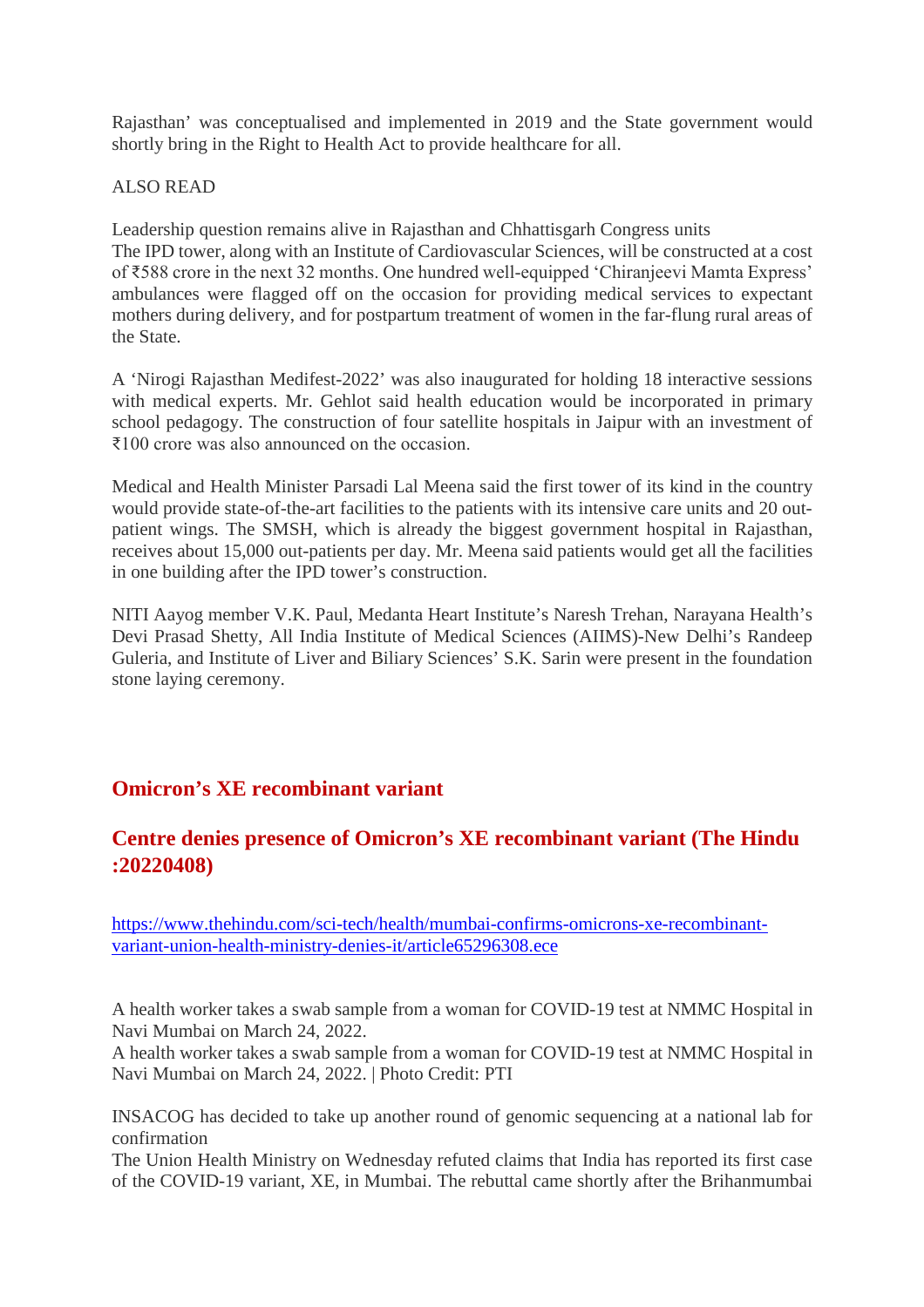Rajasthan' was conceptualised and implemented in 2019 and the State government would shortly bring in the Right to Health Act to provide healthcare for all.

ALSO READ

Leadership question remains alive in Rajasthan and Chhattisgarh Congress units
The IPD tower, along with an Institute of Cardiovascular Sciences, will be constructed at a cost of ₹588 crore in the next 32 months. One hundred well-equipped 'Chiranjeevi Mamta Express' ambulances were flagged off on the occasion for providing medical services to expectant mothers during delivery, and for postpartum treatment of women in the far-flung rural areas of the State.

A 'Nirogi Rajasthan Medifest-2022' was also inaugurated for holding 18 interactive sessions with medical experts. Mr. Gehlot said health education would be incorporated in primary school pedagogy. The construction of four satellite hospitals in Jaipur with an investment of ₹100 crore was also announced on the occasion.

Medical and Health Minister Parsadi Lal Meena said the first tower of its kind in the country would provide state-of-the-art facilities to the patients with its intensive care units and 20 out-patient wings. The SMSH, which is already the biggest government hospital in Rajasthan, receives about 15,000 out-patients per day. Mr. Meena said patients would get all the facilities in one building after the IPD tower's construction.

NITI Aayog member V.K. Paul, Medanta Heart Institute's Naresh Trehan, Narayana Health's Devi Prasad Shetty, All India Institute of Medical Sciences (AIIMS)-New Delhi's Randeep Guleria, and Institute of Liver and Biliary Sciences' S.K. Sarin were present in the foundation stone laying ceremony.

## Omicron's XE recombinant variant

## Centre denies presence of Omicron's XE recombinant variant (The Hindu :20220408)

https://www.thehindu.com/sci-tech/health/mumbai-confirms-omicrons-xe-recombinant-variant-union-health-ministry-denies-it/article65296308.ece

A health worker takes a swab sample from a woman for COVID-19 test at NMMC Hospital in Navi Mumbai on March 24, 2022.
A health worker takes a swab sample from a woman for COVID-19 test at NMMC Hospital in Navi Mumbai on March 24, 2022. | Photo Credit: PTI

INSACOG has decided to take up another round of genomic sequencing at a national lab for confirmation
The Union Health Ministry on Wednesday refuted claims that India has reported its first case of the COVID-19 variant, XE, in Mumbai. The rebuttal came shortly after the Brihanmumbai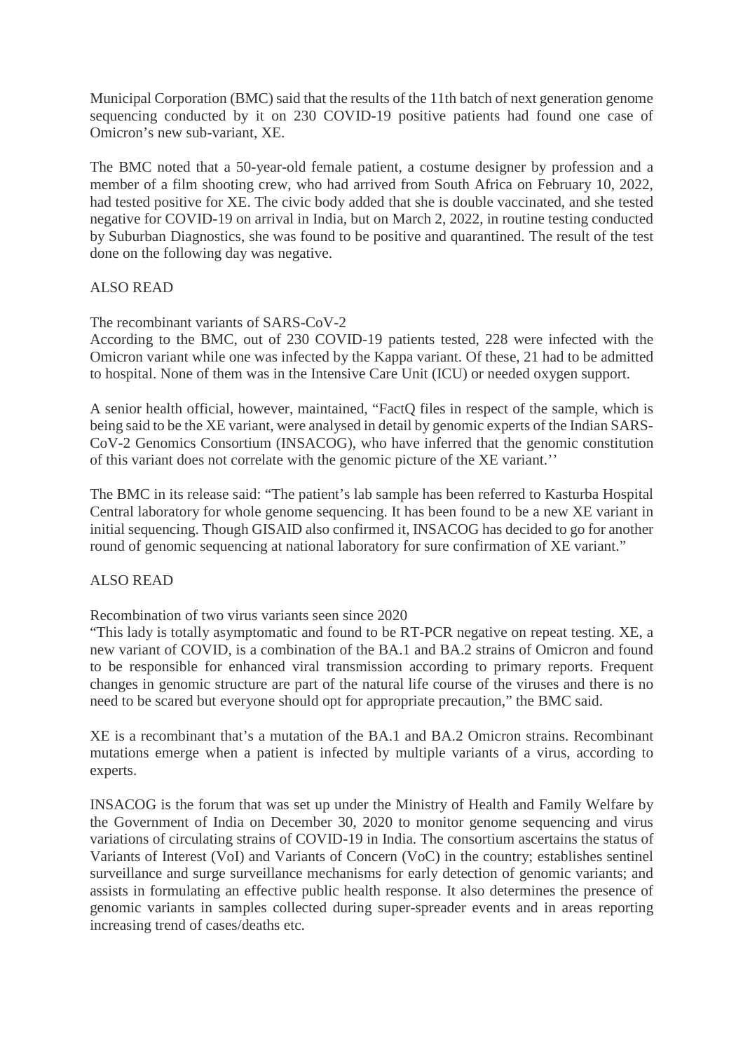Municipal Corporation (BMC) said that the results of the 11th batch of next generation genome sequencing conducted by it on 230 COVID-19 positive patients had found one case of Omicron's new sub-variant, XE.

The BMC noted that a 50-year-old female patient, a costume designer by profession and a member of a film shooting crew, who had arrived from South Africa on February 10, 2022, had tested positive for XE. The civic body added that she is double vaccinated, and she tested negative for COVID-19 on arrival in India, but on March 2, 2022, in routine testing conducted by Suburban Diagnostics, she was found to be positive and quarantined. The result of the test done on the following day was negative.

ALSO READ

The recombinant variants of SARS-CoV-2

According to the BMC, out of 230 COVID-19 patients tested, 228 were infected with the Omicron variant while one was infected by the Kappa variant. Of these, 21 had to be admitted to hospital. None of them was in the Intensive Care Unit (ICU) or needed oxygen support.

A senior health official, however, maintained, "FactQ files in respect of the sample, which is being said to be the XE variant, were analysed in detail by genomic experts of the Indian SARS-CoV-2 Genomics Consortium (INSACOG), who have inferred that the genomic constitution of this variant does not correlate with the genomic picture of the XE variant.''

The BMC in its release said: "The patient's lab sample has been referred to Kasturba Hospital Central laboratory for whole genome sequencing. It has been found to be a new XE variant in initial sequencing. Though GISAID also confirmed it, INSACOG has decided to go for another round of genomic sequencing at national laboratory for sure confirmation of XE variant."

ALSO READ

Recombination of two virus variants seen since 2020

"This lady is totally asymptomatic and found to be RT-PCR negative on repeat testing. XE, a new variant of COVID, is a combination of the BA.1 and BA.2 strains of Omicron and found to be responsible for enhanced viral transmission according to primary reports. Frequent changes in genomic structure are part of the natural life course of the viruses and there is no need to be scared but everyone should opt for appropriate precaution," the BMC said.

XE is a recombinant that's a mutation of the BA.1 and BA.2 Omicron strains. Recombinant mutations emerge when a patient is infected by multiple variants of a virus, according to experts.

INSACOG is the forum that was set up under the Ministry of Health and Family Welfare by the Government of India on December 30, 2020 to monitor genome sequencing and virus variations of circulating strains of COVID-19 in India. The consortium ascertains the status of Variants of Interest (VoI) and Variants of Concern (VoC) in the country; establishes sentinel surveillance and surge surveillance mechanisms for early detection of genomic variants; and assists in formulating an effective public health response. It also determines the presence of genomic variants in samples collected during super-spreader events and in areas reporting increasing trend of cases/deaths etc.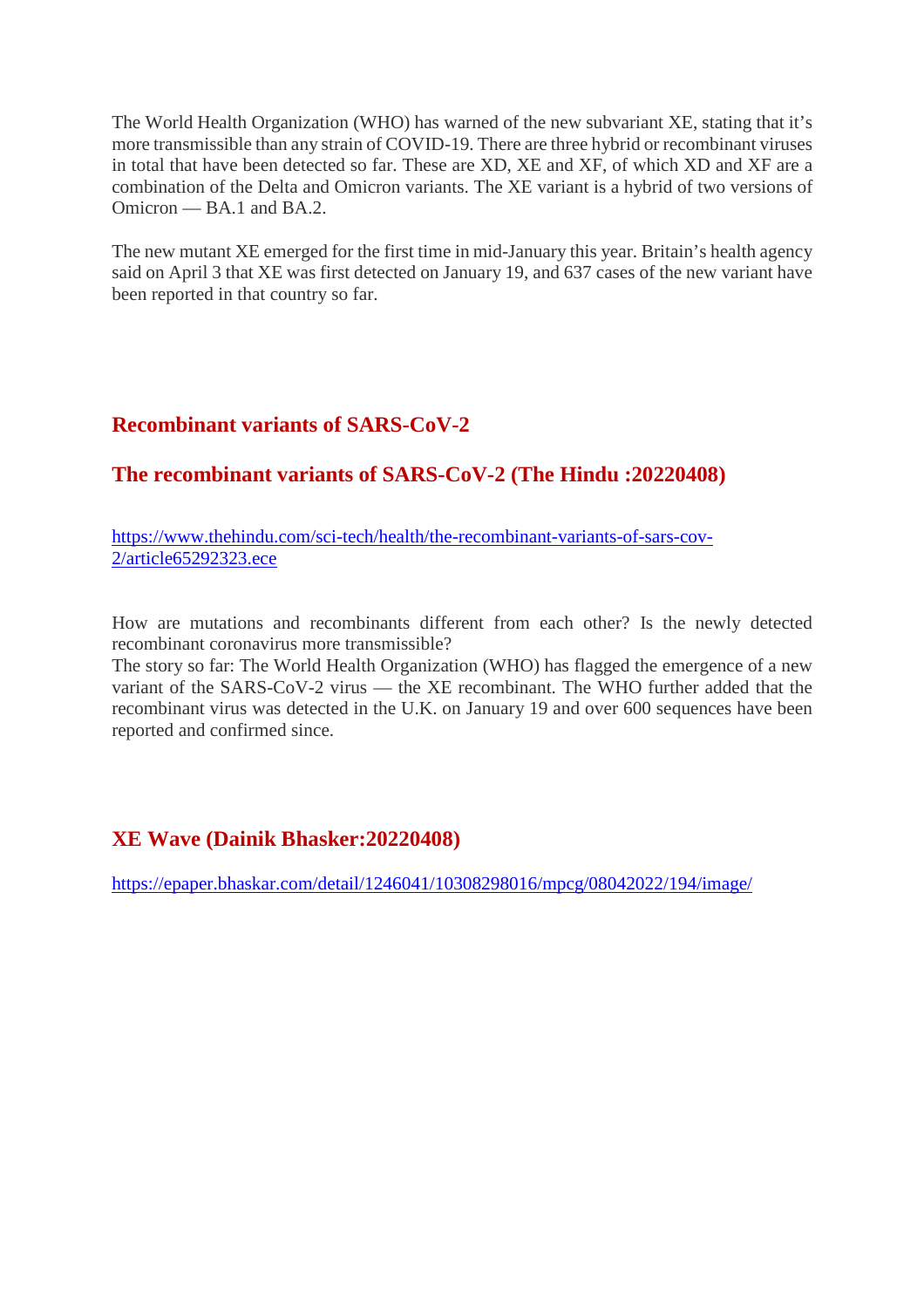The World Health Organization (WHO) has warned of the new subvariant XE, stating that it's more transmissible than any strain of COVID-19. There are three hybrid or recombinant viruses in total that have been detected so far. These are XD, XE and XF, of which XD and XF are a combination of the Delta and Omicron variants. The XE variant is a hybrid of two versions of Omicron — BA.1 and BA.2.

The new mutant XE emerged for the first time in mid-January this year. Britain's health agency said on April 3 that XE was first detected on January 19, and 637 cases of the new variant have been reported in that country so far.

## Recombinant variants of SARS-CoV-2

## The recombinant variants of SARS-CoV-2 (The Hindu :20220408)

https://www.thehindu.com/sci-tech/health/the-recombinant-variants-of-sars-cov-2/article65292323.ece

How are mutations and recombinants different from each other? Is the newly detected recombinant coronavirus more transmissible?
The story so far: The World Health Organization (WHO) has flagged the emergence of a new variant of the SARS-CoV-2 virus — the XE recombinant. The WHO further added that the recombinant virus was detected in the U.K. on January 19 and over 600 sequences have been reported and confirmed since.

## XE Wave (Dainik Bhasker:20220408)

https://epaper.bhaskar.com/detail/1246041/10308298016/mpcg/08042022/194/image/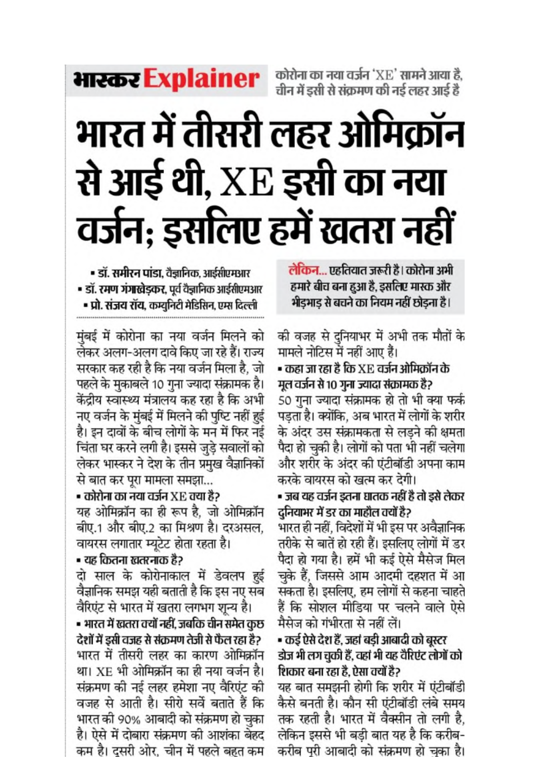**भास्कर Explainer** कोरोना का नया वर्जन 'XE' सामने आया है, चीन में इसी से संक्रमण की नई लहर आई है

# भारत में तीसरी लहर ओमिक्रॉन से आई थी, XE इसी का नया वर्जन; इसलिए हमें खतरा नहीं

- डॉ. समीरन पांडा, वैज्ञानिक, आईसीएमआर
- डॉ. रमण गंगाखेड़कर, पूर्व वैज्ञानिक आईसीएमआर
- प्रो. संजय रॉय, कम्युनिटी मेडिसिन, एम्स दिल्ली

**लेकिन...** एहतियात जरूरी है। कोरोना अभी हमारे बीच बना हुआ है, इसलिए मास्क और भीड़भाड़ से बचने का नियम नहीं छोड़ना है।

मुंबई में कोरोना का नया वर्जन मिलने को लेकर अलग-अलग दावे किए जा रहे हैं। राज्य सरकार कह रही है कि नया वर्जन मिला है, जो पहले के मुकाबले 10 गुना ज्यादा संक्रामक है। केंद्रीय स्वास्थ्य मंत्रालय कह रहा है कि अभी नए वर्जन के मुंबई में मिलने की पुष्टि नहीं हुई है। इन दावों के बीच लोगों के मन में फिर नई चिंता घर करने लगी है। इससे जुड़े सवालों को लेकर भास्कर ने देश के तीन प्रमुख वैज्ञानिकों से बात कर पूरा मामला समझा...

**▪ कोरोना का नया वर्जन XE क्या है?**

यह ओमिक्रॉन का ही रूप है, जो ओमिक्रॉन बीए.1 और बीए.2 का मिश्रण है। दरअसल, वायरस लगातार म्यूटेट होता रहता है।

**▪ यह कितना खतरनाक है?**

दो साल के कोरोनाकाल में डेवलप हुई वैज्ञानिक समझ यही बताती है कि इस नए सब वैरिएंट से भारत में खतरा लगभग शून्य है।

**▪ भारत में खतरा क्यों नहीं, जबकि चीन समेत कुछ देशों में इसी वजह से संक्रमण तेजी से फैल रहा है?**

भारत में तीसरी लहर का कारण ओमिक्रॉन था। XE भी ओमिक्रॉन का ही नया वर्जन है। संक्रमण की नई लहर हमेशा नए वैरिएंट की वजह से आती है। सीरो सर्वे बताते हैं कि भारत की 90% आबादी को संक्रमण हो चुका है। ऐसे में दोबारा संक्रमण की आशंका बेहद कम है। दूसरी ओर, चीन में पहले बहुत कम की वजह से दुनियाभर में अभी तक मौतों के मामले नोटिस में नहीं आए हैं।

**▪ कहा जा रहा है कि XE वर्जन ओमिक्रॉन के मूल वर्जन से 10 गुना ज्यादा संक्रामक है?**

50 गुना ज्यादा संक्रामक हो तो भी क्या फर्क पड़ता है। क्योंकि, अब भारत में लोगों के शरीर के अंदर उस संक्रामकता से लड़ने की क्षमता पैदा हो चुकी है। लोगों को पता भी नहीं चलेगा और शरीर के अंदर की एंटीबॉडी अपना काम करके वायरस को खत्म कर देगी।

**▪ जब यह वर्जन इतना घातक नहीं है तो इसे लेकर दुनियाभर में डर का माहौल क्यों है?**

भारत ही नहीं, विदेशों में भी इस पर अवैज्ञानिक तरीके से बातें हो रही हैं। इसलिए लोगों में डर पैदा हो गया है। हमें भी कई ऐसे मैसेज मिल चुके हैं, जिससे आम आदमी दहशत में आ सकता है। इसलिए, हम लोगों से कहना चाहते हैं कि सोशल मीडिया पर चलने वाले ऐसे मैसेज को गंभीरता से नहीं लें।

**▪ कई ऐसे देश हैं, जहां बड़ी आबादी को बूस्टर डोज भी लग चुकी हैं, वहां भी यह वैरिएंट लोगों को शिकार बना रहा है, ऐसा क्यों है?**

यह बात समझनी होगी कि शरीर में एंटीबॉडी कैसे बनती है। कौन सी एंटीबॉडी लंबे समय तक रहती है। भारत में वैक्सीन तो लगी है, लेकिन इससे भी बड़ी बात यह है कि करीब-करीब पूरी आबादी को संक्रमण हो चुका है।